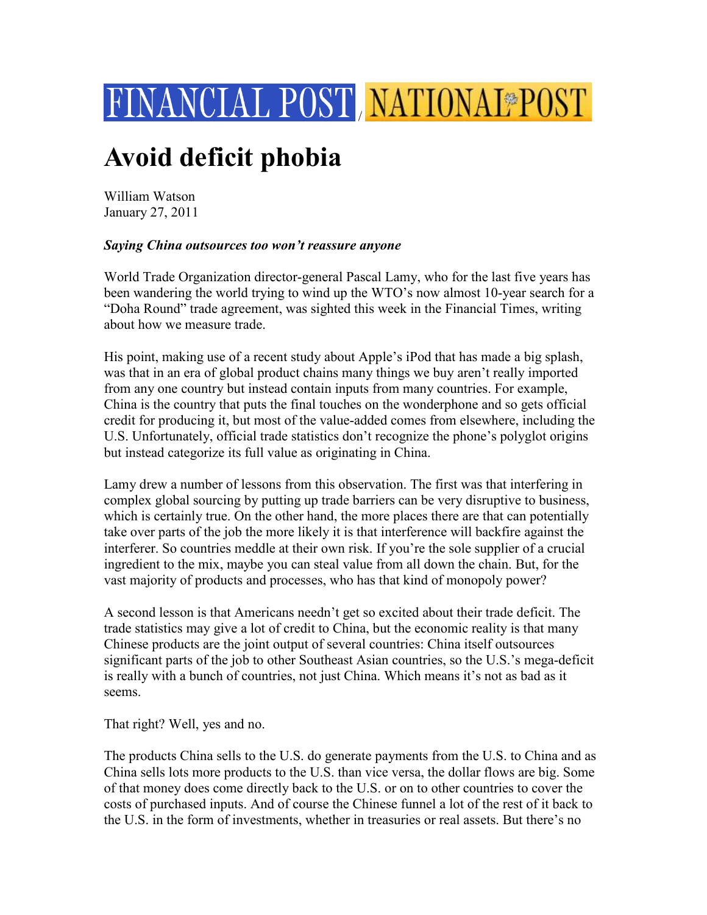FINANCIAL POST / NATIONAL POST

# Avoid deficit phobia

William Watson
January 27, 2011

***Saying China outsources too won't reassure anyone***

World Trade Organization director-general Pascal Lamy, who for the last five years has been wandering the world trying to wind up the WTO's now almost 10-year search for a "Doha Round" trade agreement, was sighted this week in the Financial Times, writing about how we measure trade.

His point, making use of a recent study about Apple's iPod that has made a big splash, was that in an era of global product chains many things we buy aren't really imported from any one country but instead contain inputs from many countries. For example, China is the country that puts the final touches on the wonderphone and so gets official credit for producing it, but most of the value-added comes from elsewhere, including the U.S. Unfortunately, official trade statistics don't recognize the phone's polyglot origins but instead categorize its full value as originating in China.

Lamy drew a number of lessons from this observation. The first was that interfering in complex global sourcing by putting up trade barriers can be very disruptive to business, which is certainly true. On the other hand, the more places there are that can potentially take over parts of the job the more likely it is that interference will backfire against the interferer. So countries meddle at their own risk. If you're the sole supplier of a crucial ingredient to the mix, maybe you can steal value from all down the chain. But, for the vast majority of products and processes, who has that kind of monopoly power?

A second lesson is that Americans needn't get so excited about their trade deficit. The trade statistics may give a lot of credit to China, but the economic reality is that many Chinese products are the joint output of several countries: China itself outsources significant parts of the job to other Southeast Asian countries, so the U.S.'s mega-deficit is really with a bunch of countries, not just China. Which means it's not as bad as it seems.

That right? Well, yes and no.

The products China sells to the U.S. do generate payments from the U.S. to China and as China sells lots more products to the U.S. than vice versa, the dollar flows are big. Some of that money does come directly back to the U.S. or on to other countries to cover the costs of purchased inputs. And of course the Chinese funnel a lot of the rest of it back to the U.S. in the form of investments, whether in treasuries or real assets. But there's no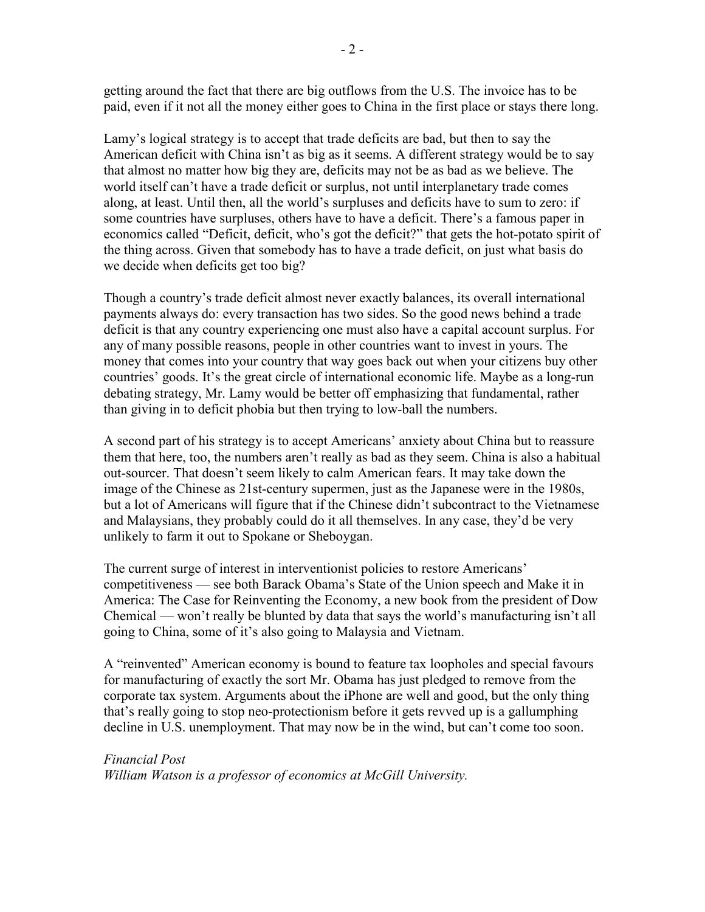getting around the fact that there are big outflows from the U.S. The invoice has to be paid, even if it not all the money either goes to China in the first place or stays there long.

Lamy's logical strategy is to accept that trade deficits are bad, but then to say the American deficit with China isn't as big as it seems. A different strategy would be to say that almost no matter how big they are, deficits may not be as bad as we believe. The world itself can't have a trade deficit or surplus, not until interplanetary trade comes along, at least. Until then, all the world's surpluses and deficits have to sum to zero: if some countries have surpluses, others have to have a deficit. There's a famous paper in economics called "Deficit, deficit, who's got the deficit?" that gets the hot-potato spirit of the thing across. Given that somebody has to have a trade deficit, on just what basis do we decide when deficits get too big?

Though a country's trade deficit almost never exactly balances, its overall international payments always do: every transaction has two sides. So the good news behind a trade deficit is that any country experiencing one must also have a capital account surplus. For any of many possible reasons, people in other countries want to invest in yours. The money that comes into your country that way goes back out when your citizens buy other countries' goods. It's the great circle of international economic life. Maybe as a long-run debating strategy, Mr. Lamy would be better off emphasizing that fundamental, rather than giving in to deficit phobia but then trying to low-ball the numbers.

A second part of his strategy is to accept Americans' anxiety about China but to reassure them that here, too, the numbers aren't really as bad as they seem. China is also a habitual out-sourcer. That doesn't seem likely to calm American fears. It may take down the image of the Chinese as 21st-century supermen, just as the Japanese were in the 1980s, but a lot of Americans will figure that if the Chinese didn't subcontract to the Vietnamese and Malaysians, they probably could do it all themselves. In any case, they'd be very unlikely to farm it out to Spokane or Sheboygan.

The current surge of interest in interventionist policies to restore Americans' competitiveness — see both Barack Obama's State of the Union speech and Make it in America: The Case for Reinventing the Economy, a new book from the president of Dow Chemical — won't really be blunted by data that says the world's manufacturing isn't all going to China, some of it's also going to Malaysia and Vietnam.

A "reinvented" American economy is bound to feature tax loopholes and special favours for manufacturing of exactly the sort Mr. Obama has just pledged to remove from the corporate tax system. Arguments about the iPhone are well and good, but the only thing that's really going to stop neo-protectionism before it gets revved up is a gallumphing decline in U.S. unemployment. That may now be in the wind, but can't come too soon.

*Financial Post*
*William Watson is a professor of economics at McGill University.*